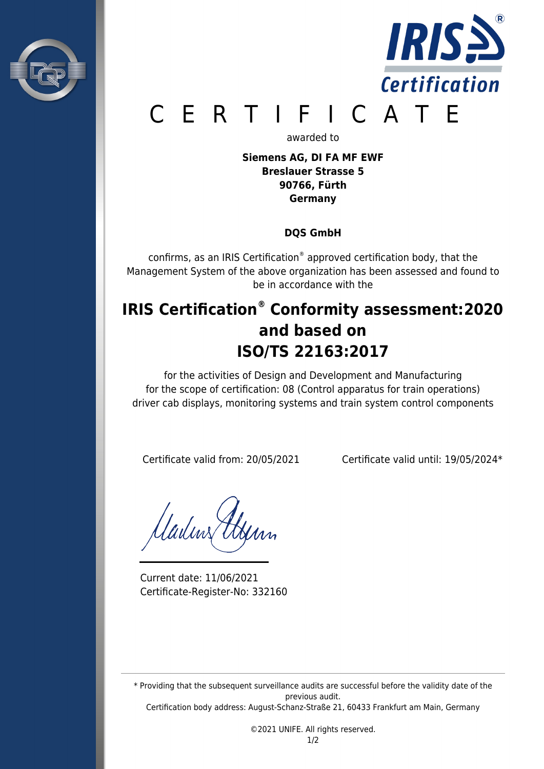# CERTIFICATE

awarded to

**Siemens AG, DI FA MF EWF**
**Breslauer Strasse 5**
**90766, Fürth**
**Germany**

**DQS GmbH**

confirms, as an IRIS Certification® approved certification body, that the Management System of the above organization has been assessed and found to be in accordance with the

## IRIS Certification® Conformity assessment:2020 and based on ISO/TS 22163:2017

for the activities of Design and Development and Manufacturing
for the scope of certification: 08 (Control apparatus for train operations)
driver cab displays, monitoring systems and train system control components

Certificate valid from: 20/05/2021

Certificate valid until: 19/05/2024*

Current date: 11/06/2021
Certificate-Register-No: 332160

* Providing that the subsequent surveillance audits are successful before the validity date of the previous audit.
Certification body address: August-Schanz-Straße 21, 60433 Frankfurt am Main, Germany

©2021 UNIFE. All rights reserved.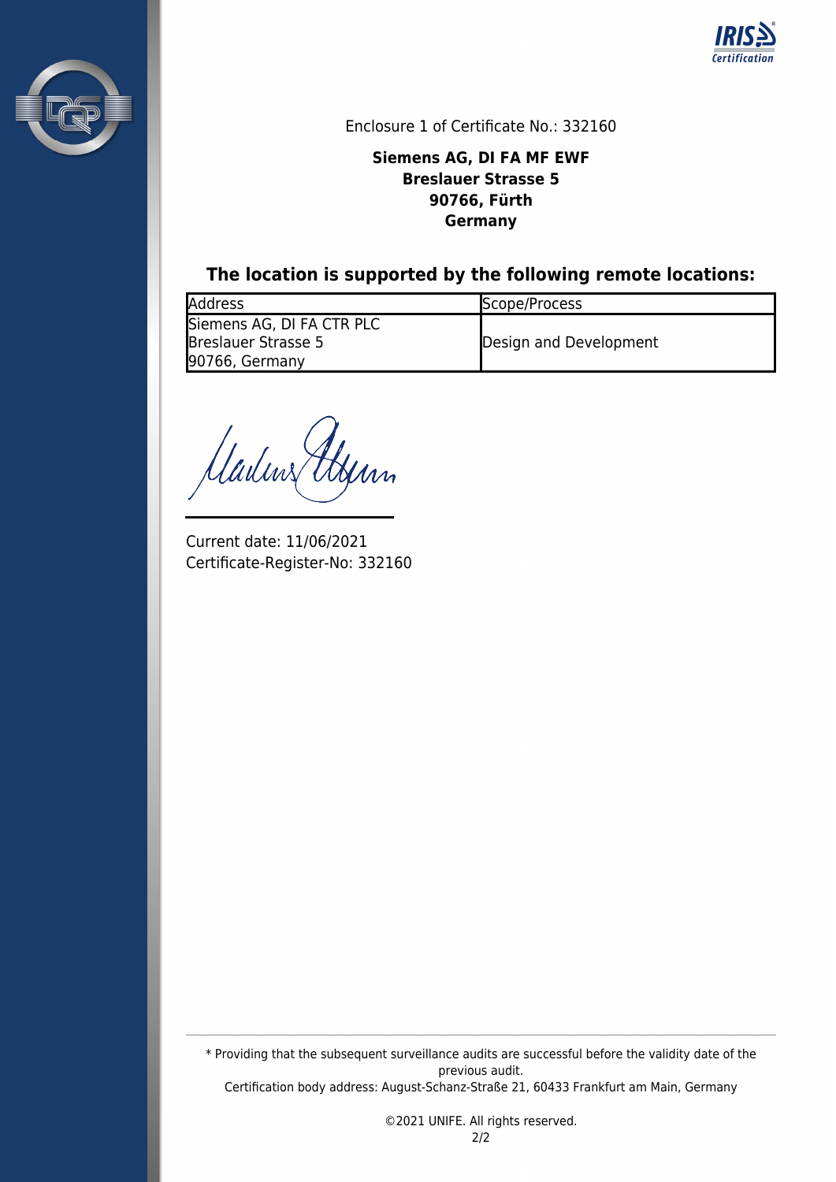Enclosure 1 of Certificate No.: 332160

**Siemens AG, DI FA MF EWF**
**Breslauer Strasse 5**
**90766, Fürth**
**Germany**

## The location is supported by the following remote locations:

| Address | Scope/Process |
|---|---|
| Siemens AG, DI FA CTR PLC<br>Breslauer Strasse 5<br>90766, Germany | Design and Development |

Current date: 11/06/2021
Certificate-Register-No: 332160

* Providing that the subsequent surveillance audits are successful before the validity date of the previous audit.
Certification body address: August-Schanz-Straße 21, 60433 Frankfurt am Main, Germany

©2021 UNIFE. All rights reserved.